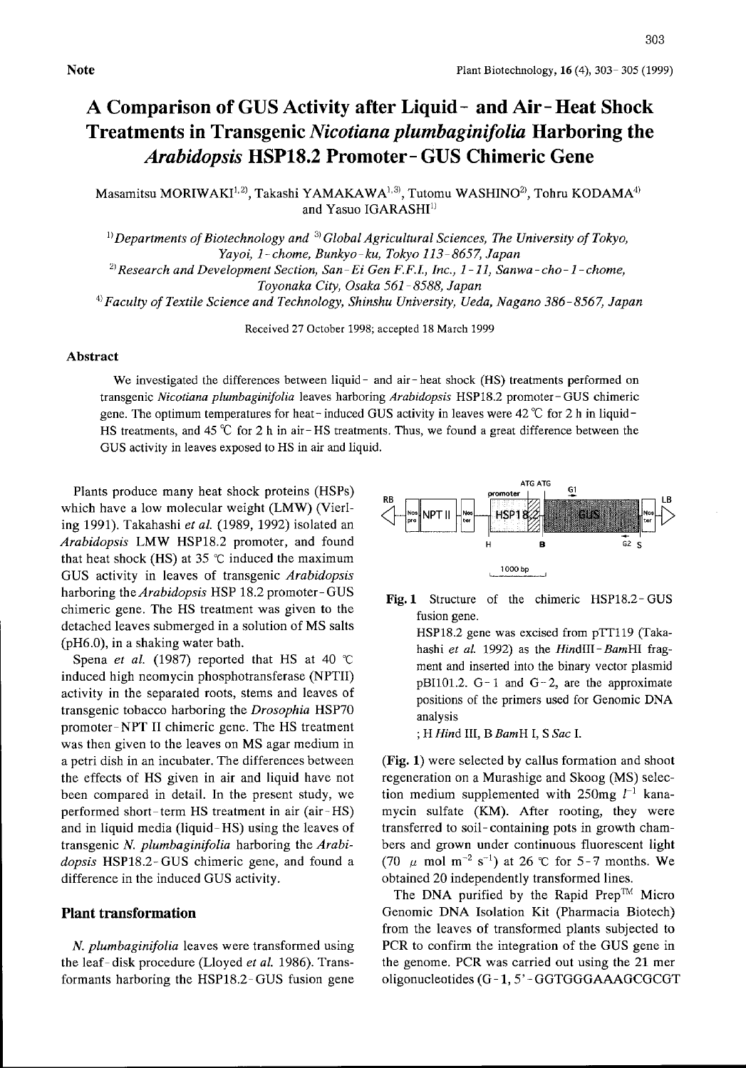**Note**

# A Comparison of GUS Activity after Liquid- and Air-Heat Shock Treatments in Transgenic *Nicotiana plumbaginifolia* Harboring the *Arabidopsis* HSP18.2 Promoter-GUS Chimeric Gene

Masamitsu MORIWAKI[1,2], Takashi YAMAKAWA[1,3], Tutomu WASHINO[2], Tohru KODAMA[4] and Yasuo IGARASHI[1]

[1] Departments of Biotechnology and [3] Global Agricultural Sciences, The University of Tokyo, Yayoi, 1-chome, Bunkyo-ku, Tokyo 113-8657, Japan

[2] Research and Development Section, San-Ei Gen F.F.I., Inc., 1-11, Sanwa-cho-1-chome, Toyonaka City, Osaka 561-8588, Japan

[4] Faculty of Textile Science and Technology, Shinshu University, Ueda, Nagano 386-8567, Japan

Received 27 October 1998; accepted 18 March 1999

## Abstract

We investigated the differences between liquid- and air-heat shock (HS) treatments performed on transgenic *Nicotiana plumbaginifolia* leaves harboring *Arabidopsis* HSP18.2 promoter-GUS chimeric gene. The optimum temperatures for heat-induced GUS activity in leaves were 42 ℃ for 2 h in liquid-HS treatments, and 45 ℃ for 2 h in air-HS treatments. Thus, we found a great difference between the GUS activity in leaves exposed to HS in air and liquid.

Plants produce many heat shock proteins (HSPs) which have a low molecular weight (LMW) (Vierling 1991). Takahashi *et al.* (1989, 1992) isolated an *Arabidopsis* LMW HSP18.2 promoter, and found that heat shock (HS) at 35 ℃ induced the maximum GUS activity in leaves of transgenic *Arabidopsis* harboring the *Arabidopsis* HSP 18.2 promoter-GUS chimeric gene. The HS treatment was given to the detached leaves submerged in a solution of MS salts (pH6.0), in a shaking water bath.

Spena *et al.* (1987) reported that HS at 40 ℃ induced high neomycin phosphotransferase (NPTII) activity in the separated roots, stems and leaves of transgenic tobacco harboring the *Drosophia* HSP70 promoter-NPT II chimeric gene. The HS treatment was then given to the leaves on MS agar medium in a petri dish in an incubater. The differences between the effects of HS given in air and liquid have not been compared in detail. In the present study, we performed short-term HS treatment in air (air-HS) and in liquid media (liquid-HS) using the leaves of transgenic *N. plumbaginifolia* harboring the *Arabidopsis* HSP18.2-GUS chimeric gene, and found a difference in the induced GUS activity.

## Plant transformation

*N. plumbaginifolia* leaves were transformed using the leaf-disk procedure (Lloyed *et al.* 1986). Transformants harboring the HSP18.2-GUS fusion gene (**Fig. 1**) were selected by callus formation and shoot regeneration on a Murashige and Skoog (MS) selection medium supplemented with 250mg $l^{-1}$ kanamycin sulfate (KM). After rooting, they were transferred to soil-containing pots in growth chambers and grown under continuous fluorescent light (70 $\mu$ mol $m^{-2}$ $s^{-1}$) at 26 ℃ for 5-7 months. We obtained 20 independently transformed lines.

**Fig. 1** Structure of the chimeric HSP18.2-GUS fusion gene.
HSP18.2 gene was excised from pTT119 (Takahashi *et al.* 1992) as the *Hin*dIII-*Bam*HI fragment and inserted into the binary vector plasmid pBI101.2. G-1 and G-2, are the approximate positions of the primers used for Genomic DNA analysis
; H *Hind* III, B *Bam*H I, S *Sac* I.

The DNA purified by the Rapid Prep™ Micro Genomic DNA Isolation Kit (Pharmacia Biotech) from the leaves of transformed plants subjected to PCR to confirm the integration of the GUS gene in the genome. PCR was carried out using the 21 mer oligonucleotides (G-1, 5'-GGTGGGAAAGCGCGT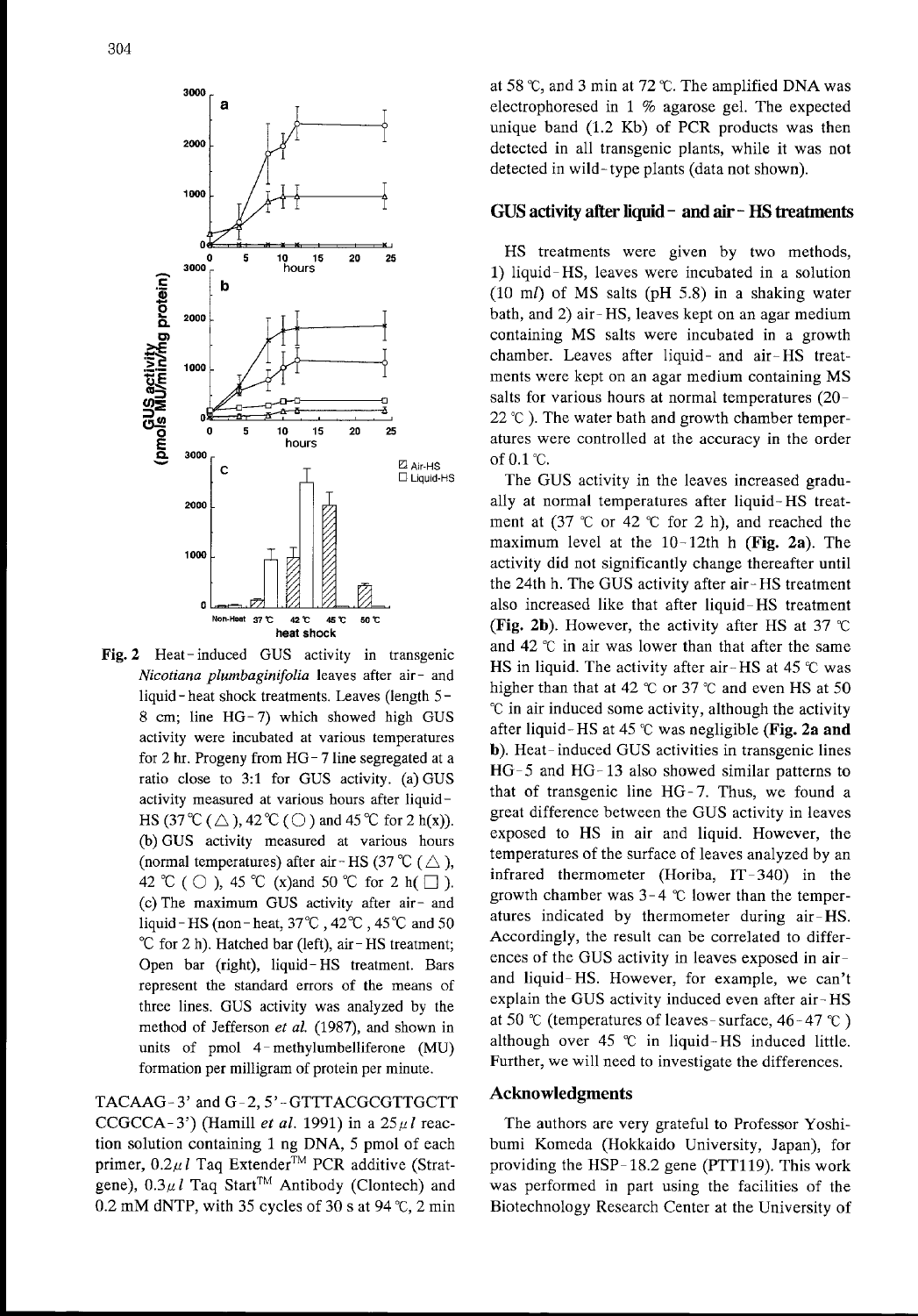3000

a

2000

1000

0

0 5 10 15 20 25

hours

3000

b

GUS activity (pmols MU/min/mg protein)

2000

1000

0

0 5 10 15 20 25

hours

3000

c

Air-HS

Liquid-HS

2000

1000

0

Non-Heat 37 ℃ 42 ℃ 45 ℃ 50 ℃

heat shock

**Fig. 2** Heat-induced GUS activity in transgenic *Nicotiana plumbaginifolia* leaves after air- and liquid-heat shock treatments. Leaves (length 5-8 cm; line HG-7) which showed high GUS activity were incubated at various temperatures for 2 hr. Progeny from HG-7 line segregated at a ratio close to 3:1 for GUS activity. (a) GUS activity measured at various hours after liquid-HS (37 ℃ (△), 42 ℃ (○) and 45 ℃ for 2 h(x)). (b) GUS activity measured at various hours (normal temperatures) after air-HS (37 ℃ (△), 42 ℃ (○), 45 ℃ (x)and 50 ℃ for 2 h(□). (c) The maximum GUS activity after air- and liquid-HS (non-heat, 37℃, 42℃, 45℃ and 50 ℃ for 2 h). Hatched bar (left), air-HS treatment; Open bar (right), liquid-HS treatment. Bars represent the standard errors of the means of three lines. GUS activity was analyzed by the method of Jefferson *et al.* (1987), and shown in units of pmol 4-methylumbelliferone (MU) formation per milligram of protein per minute.

TACAAG-3' and G-2, 5'-GTTTACGCGTTGCTT CCGCCA-3') (Hamill *et al.* 1991) in a 25 $\mu l$ reaction solution containing 1 ng DNA, 5 pmol of each primer, 0.2 $\mu l$ Taq Extender™ PCR additive (Stratgene), 0.3 $\mu l$ Taq Start™ Antibody (Clontech) and 0.2 mM dNTP, with 35 cycles of 30 s at 94 ℃, 2 min at 58 ℃, and 3 min at 72 ℃. The amplified DNA was electrophoresed in 1 % agarose gel. The expected unique band (1.2 Kb) of PCR products was then detected in all transgenic plants, while it was not detected in wild-type plants (data not shown).

## GUS activity after liquid- and air-HS treatments

HS treatments were given by two methods, 1) liquid-HS, leaves were incubated in a solution (10 m$l$) of MS salts (pH 5.8) in a shaking water bath, and 2) air-HS, leaves kept on an agar medium containing MS salts were incubated in a growth chamber. Leaves after liquid- and air-HS treatments were kept on an agar medium containing MS salts for various hours at normal temperatures (20-22 ℃). The water bath and growth chamber temperatures were controlled at the accuracy in the order of 0.1 ℃.

The GUS activity in the leaves increased gradually at normal temperatures after liquid-HS treatment at (37 ℃ or 42 ℃ for 2 h), and reached the maximum level at the 10-12th h (**Fig. 2a**). The activity did not significantly change thereafter until the 24th h. The GUS activity after air-HS treatment also increased like that after liquid-HS treatment (**Fig. 2b**). However, the activity after HS at 37 ℃ and 42 ℃ in air was lower than that after the same HS in liquid. The activity after air-HS at 45 ℃ was higher than that at 42 ℃ or 37 ℃ and even HS at 50 ℃ in air induced some activity, although the activity after liquid-HS at 45 ℃ was negligible (**Fig. 2a and b**). Heat-induced GUS activities in transgenic lines HG-5 and HG-13 also showed similar patterns to that of transgenic line HG-7. Thus, we found a great difference between the GUS activity in leaves exposed to HS in air and liquid. However, the temperatures of the surface of leaves analyzed by an infrared thermometer (Horiba, IT-340) in the growth chamber was 3-4 ℃ lower than the temperatures indicated by thermometer during air-HS. Accordingly, the result can be correlated to differences of the GUS activity in leaves exposed in air- and liquid-HS. However, for example, we can't explain the GUS activity induced even after air-HS at 50 ℃ (temperatures of leaves-surface, 46-47 ℃) although over 45 ℃ in liquid-HS induced little. Further, we will need to investigate the differences.

## Acknowledgments

The authors are very grateful to Professor Yoshibumi Komeda (Hokkaido University, Japan), for providing the HSP-18.2 gene (PTT119). This work was performed in part using the facilities of the Biotechnology Research Center at the University of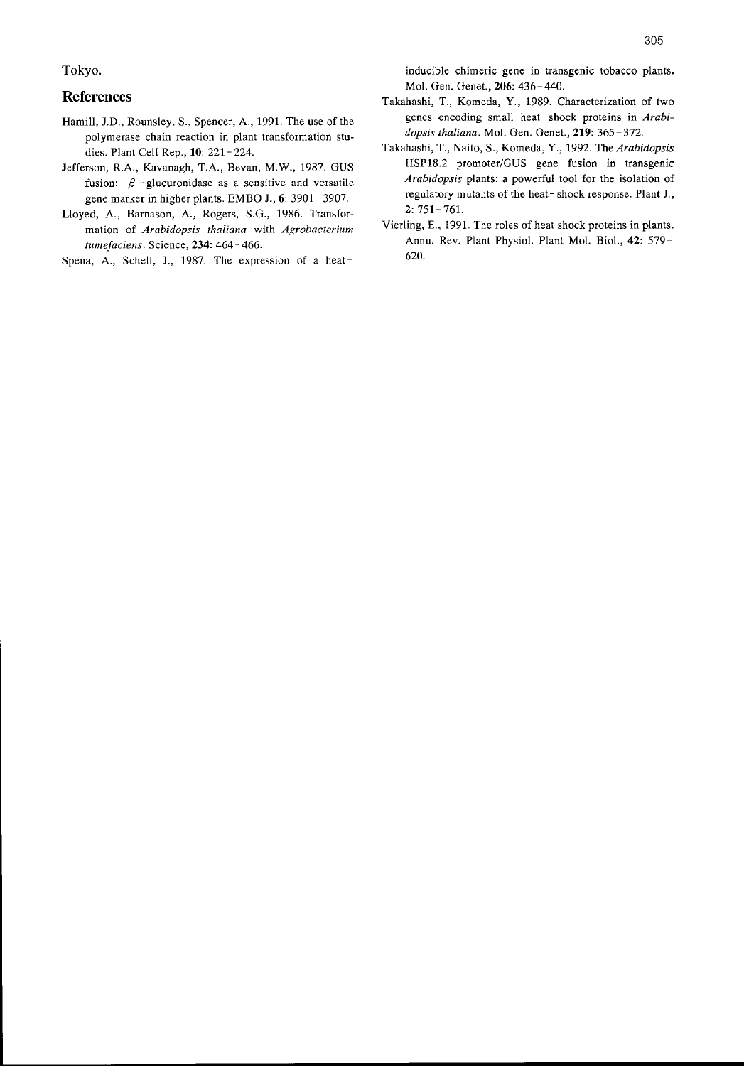Tokyo.

## References

Hamill, J.D., Rounsley, S., Spencer, A., 1991. The use of the polymerase chain reaction in plant transformation studies. Plant Cell Rep., **10**: 221–224.

Jefferson, R.A., Kavanagh, T.A., Bevan, M.W., 1987. GUS fusion: $\beta$-glucuronidase as a sensitive and versatile gene marker in higher plants. EMBO J., **6**: 3901–3907.

Lloyed, A., Barnason, A., Rogers, S.G., 1986. Transformation of *Arabidopsis thaliana* with *Agrobacterium tumefaciens*. Science, **234**: 464–466.

Spena, A., Schell, J., 1987. The expression of a heat-inducible chimeric gene in transgenic tobacco plants. Mol. Gen. Genet., **206**: 436–440.

Takahashi, T., Komeda, Y., 1989. Characterization of two genes encoding small heat-shock proteins in *Arabidopsis thaliana*. Mol. Gen. Genet., **219**: 365–372.

Takahashi, T., Naito, S., Komeda, Y., 1992. The *Arabidopsis* HSP18.2 promoter/GUS gene fusion in transgenic *Arabidopsis* plants: a powerful tool for the isolation of regulatory mutants of the heat-shock response. Plant J., **2**: 751–761.

Vierling, E., 1991. The roles of heat shock proteins in plants. Annu. Rev. Plant Physiol. Plant Mol. Biol., **42**: 579–620.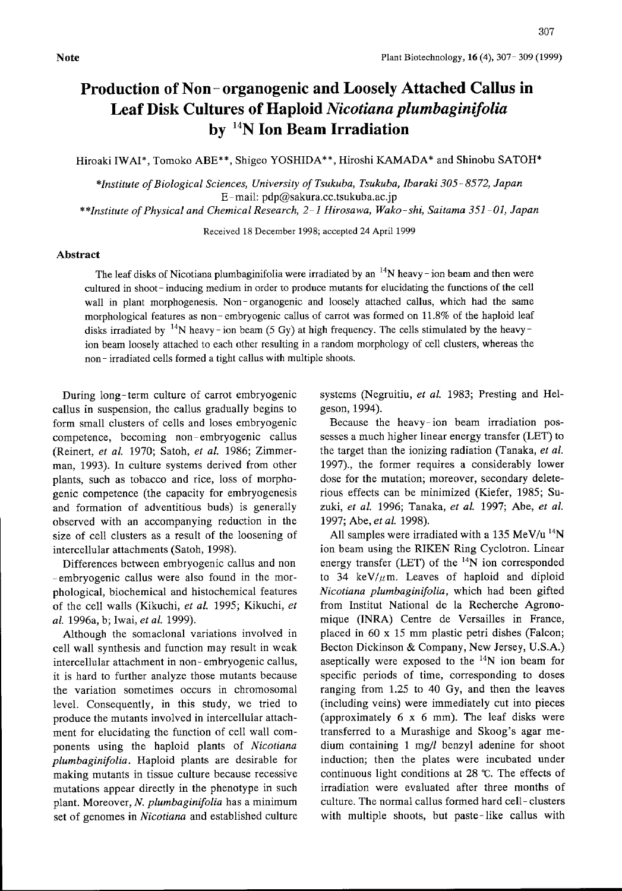**Note**

# Production of Non-organogenic and Loosely Attached Callus in Leaf Disk Cultures of Haploid *Nicotiana plumbaginifolia* by $^{14}N$ Ion Beam Irradiation

Hiroaki IWAI*, Tomoko ABE**, Shigeo YOSHIDA**, Hiroshi KAMADA* and Shinobu SATOH*

*Institute of Biological Sciences, University of Tsukuba, Tsukuba, Ibaraki 305-8572, Japan
E-mail: pdp@sakura.cc.tsukuba.ac.jp

**Institute of Physical and Chemical Research, 2-1 Hirosawa, Wako-shi, Saitama 351-01, Japan

Received 18 December 1998; accepted 24 April 1999

## Abstract

The leaf disks of Nicotiana plumbaginifolia were irradiated by an $^{14}N$ heavy-ion beam and then were cultured in shoot-inducing medium in order to produce mutants for elucidating the functions of the cell wall in plant morphogenesis. Non-organogenic and loosely attached callus, which had the same morphological features as non-embryogenic callus of carrot was formed on 11.8% of the haploid leaf disks irradiated by $^{14}N$ heavy-ion beam (5 Gy) at high frequency. The cells stimulated by the heavy-ion beam loosely attached to each other resulting in a random morphology of cell clusters, whereas the non-irradiated cells formed a tight callus with multiple shoots.

During long-term culture of carrot embryogenic callus in suspension, the callus gradually begins to form small clusters of cells and loses embryogenic competence, becoming non-embryogenic callus (Reinert, *et al.* 1970; Satoh, *et al.* 1986; Zimmerman, 1993). In culture systems derived from other plants, such as tobacco and rice, loss of morphogenic competence (the capacity for embryogenesis and formation of adventitious buds) is generally observed with an accompanying reduction in the size of cell clusters as a result of the loosening of intercellular attachments (Satoh, 1998).

Differences between embryogenic callus and non-embryogenic callus were also found in the morphological, biochemical and histochemical features of the cell walls (Kikuchi, *et al.* 1995; Kikuchi, *et al.* 1996a, b; Iwai, *et al.* 1999).

Although the somaclonal variations involved in cell wall synthesis and function may result in weak intercellular attachment in non-embryogenic callus, it is hard to further analyze those mutants because the variation sometimes occurs in chromosomal level. Consequently, in this study, we tried to produce the mutants involved in intercellular attachment for elucidating the function of cell wall components using the haploid plants of *Nicotiana plumbaginifolia*. Haploid plants are desirable for making mutants in tissue culture because recessive mutations appear directly in the phenotype in such plant. Moreover, *N. plumbaginifolia* has a minimum set of genomes in *Nicotiana* and established culture systems (Negruitiu, *et al.* 1983; Presting and Helgeson, 1994).

Because the heavy-ion beam irradiation possesses a much higher linear energy transfer (LET) to the target than the ionizing radiation (Tanaka, *et al.* 1997)., the former requires a considerably lower dose for the mutation; moreover, secondary deleterious effects can be minimized (Kiefer, 1985; Suzuki, *et al.* 1996; Tanaka, *et al.* 1997; Abe, *et al.* 1997; Abe, *et al.* 1998).

All samples were irradiated with a 135 MeV/u $^{14}N$ ion beam using the RIKEN Ring Cyclotron. Linear energy transfer (LET) of the $^{14}N$ ion corresponded to 34 keV/$\mu$m. Leaves of haploid and diploid *Nicotiana plumbaginifolia*, which had been gifted from Institut National de la Recherche Agronomique (INRA) Centre de Versailles in France, placed in 60 x 15 mm plastic petri dishes (Falcon; Becton Dickinson & Company, New Jersey, U.S.A.) aseptically were exposed to the $^{14}N$ ion beam for specific periods of time, corresponding to doses ranging from 1.25 to 40 Gy, and then the leaves (including veins) were immediately cut into pieces (approximately 6 x 6 mm). The leaf disks were transferred to a Murashige and Skoog's agar medium containing 1 mg/l benzyl adenine for shoot induction; then the plates were incubated under continuous light conditions at 28 ℃. The effects of irradiation were evaluated after three months of culture. The normal callus formed hard cell-clusters with multiple shoots, but paste-like callus with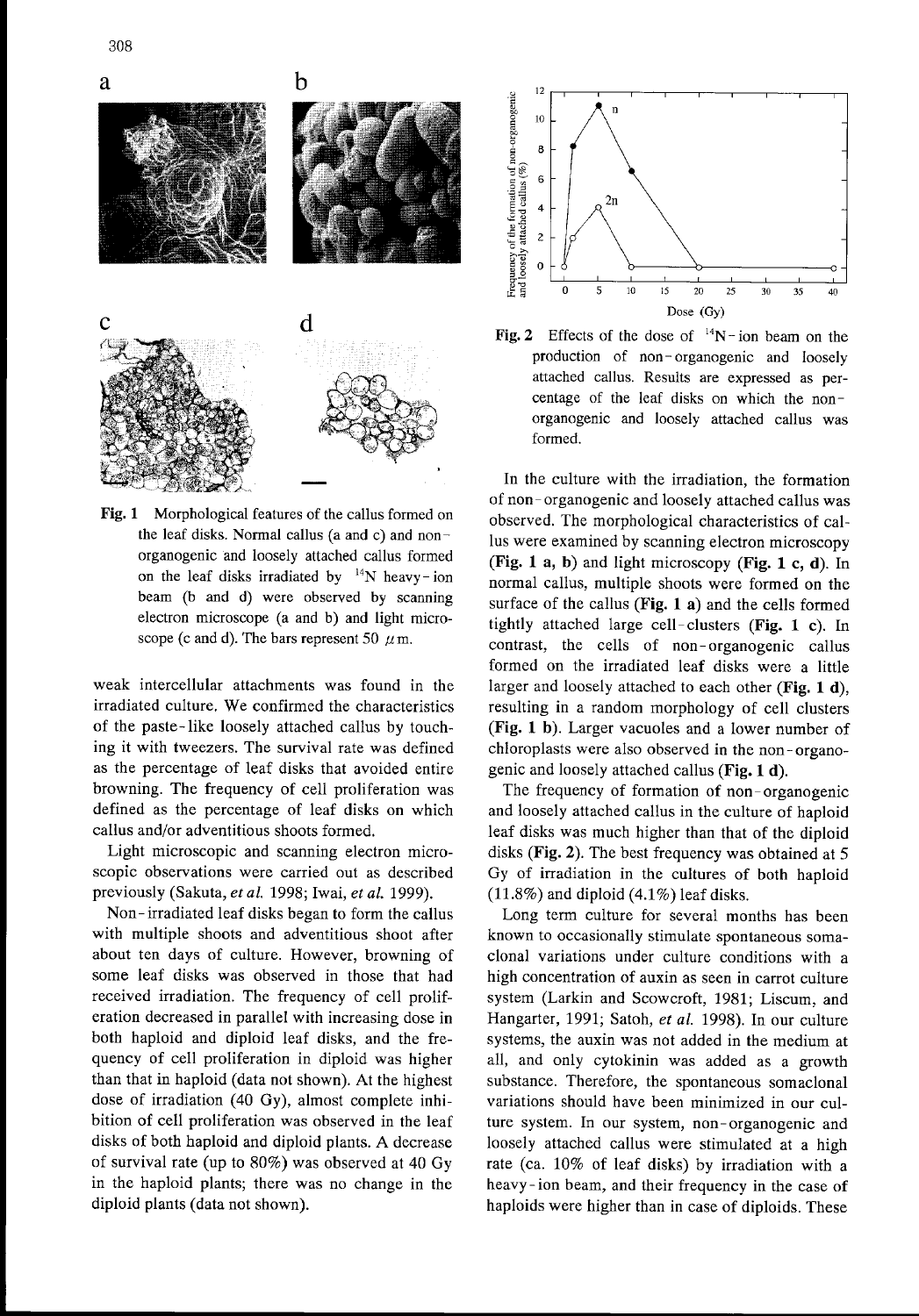a

b

c

d

**Fig. 1** Morphological features of the callus formed on the leaf disks. Normal callus (a and c) and non-organogenic and loosely attached callus formed on the leaf disks irradiated by $^{14}N$ heavy-ion beam (b and d) were observed by scanning electron microscope (a and b) and light microscope (c and d). The bars represent 50 $\mu$m.

weak intercellular attachments was found in the irradiated culture. We confirmed the characteristics of the paste-like loosely attached callus by touching it with tweezers. The survival rate was defined as the percentage of leaf disks that avoided entire browning. The frequency of cell proliferation was defined as the percentage of leaf disks on which callus and/or adventitious shoots formed.

Light microscopic and scanning electron microscopic observations were carried out as described previously (Sakuta, *et al.* 1998; Iwai, *et al.* 1999).

Non-irradiated leaf disks began to form the callus with multiple shoots and adventitious shoot after about ten days of culture. However, browning of some leaf disks was observed in those that had received irradiation. The frequency of cell proliferation decreased in parallel with increasing dose in both haploid and diploid leaf disks, and the frequency of cell proliferation in diploid was higher than that in haploid (data not shown). At the highest dose of irradiation (40 Gy), almost complete inhibition of cell proliferation was observed in the leaf disks of both haploid and diploid plants. A decrease of survival rate (up to 80%) was observed at 40 Gy in the haploid plants; there was no change in the diploid plants (data not shown).

Frequency of the formation of non-organogenic and loosely attached callus (%)

12
10
8
6
4
2
0

n
2n

0 5 10 15 20 25 30 35 40

Dose (Gy)

**Fig. 2** Effects of the dose of $^{14}N$-ion beam on the production of non-organogenic and loosely attached callus. Results are expressed as percentage of the leaf disks on which the non-organogenic and loosely attached callus was formed.

In the culture with the irradiation, the formation of non-organogenic and loosely attached callus was observed. The morphological characteristics of callus were examined by scanning electron microscopy (**Fig. 1 a, b**) and light microscopy (**Fig. 1 c, d**). In normal callus, multiple shoots were formed on the surface of the callus (**Fig. 1 a**) and the cells formed tightly attached large cell-clusters (**Fig. 1 c**). In contrast, the cells of non-organogenic callus formed on the irradiated leaf disks were a little larger and loosely attached to each other (**Fig. 1 d**), resulting in a random morphology of cell clusters (**Fig. 1 b**). Larger vacuoles and a lower number of chloroplasts were also observed in the non-organogenic and loosely attached callus (**Fig. 1 d**).

The frequency of formation of non-organogenic and loosely attached callus in the culture of haploid leaf disks was much higher than that of the diploid disks (**Fig. 2**). The best frequency was obtained at 5 Gy of irradiation in the cultures of both haploid (11.8%) and diploid (4.1%) leaf disks.

Long term culture for several months has been known to occasionally stimulate spontaneous somaclonal variations under culture conditions with a high concentration of auxin as seen in carrot culture system (Larkin and Scowcroft, 1981; Liscum, and Hangarter, 1991; Satoh, *et al.* 1998). In our culture systems, the auxin was not added in the medium at all, and only cytokinin was added as a growth substance. Therefore, the spontaneous somaclonal variations should have been minimized in our culture system. In our system, non-organogenic and loosely attached callus were stimulated at a high rate (ca. 10% of leaf disks) by irradiation with a heavy-ion beam, and their frequency in the case of haploids were higher than in case of diploids. These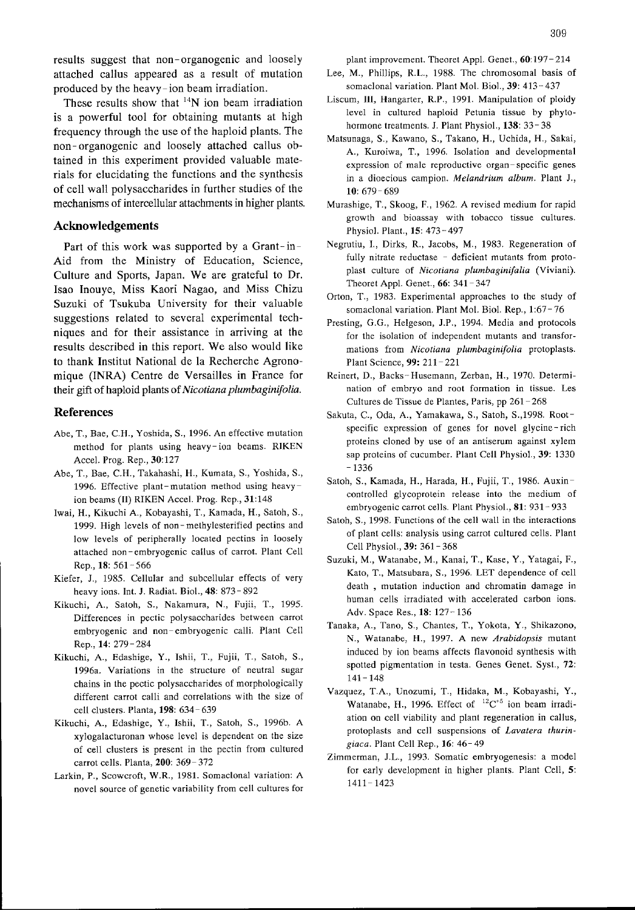results suggest that non-organogenic and loosely attached callus appeared as a result of mutation produced by the heavy-ion beam irradiation.

These results show that $^{14}N$ ion beam irradiation is a powerful tool for obtaining mutants at high frequency through the use of the haploid plants. The non-organogenic and loosely attached callus obtained in this experiment provided valuable materials for elucidating the functions and the synthesis of cell wall polysaccharides in further studies of the mechanisms of intercellular attachments in higher plants.

## Acknowledgements

Part of this work was supported by a Grant-in-Aid from the Ministry of Education, Science, Culture and Sports, Japan. We are grateful to Dr. Isao Inouye, Miss Kaori Nagao, and Miss Chizu Suzuki of Tsukuba University for their valuable suggestions related to several experimental techniques and for their assistance in arriving at the results described in this report. We also would like to thank Institut National de la Recherche Agronomique (INRA) Centre de Versailles in France for their gift of haploid plants of *Nicotiana plumbaginifolia*.

## References

- Abe, T., Bae, C.H., Yoshida, S., 1996. An effective mutation method for plants using heavy-ion beams. RIKEN Accel. Prog. Rep., **30**:127
- Abe, T., Bae, C.H., Takahashi, H., Kumata, S., Yoshida, S., 1996. Effective plant-mutation method using heavy-ion beams (II) RIKEN Accel. Prog. Rep., **31**:148
- Iwai, H., Kikuchi A., Kobayashi, T., Kamada, H., Satoh, S., 1999. High levels of non-methylesterified pectins and low levels of peripherally located pectins in loosely attached non-embryogenic callus of carrot. Plant Cell Rep., **18**: 561-566
- Kiefer, J., 1985. Cellular and subcellular effects of very heavy ions. Int. J. Radiat. Biol., **48**: 873-892
- Kikuchi, A., Satoh, S., Nakamura, N., Fujii, T., 1995. Differences in pectic polysaccharides between carrot embryogenic and non-embryogenic calli. Plant Cell Rep., **14**: 279-284
- Kikuchi, A., Edashige, Y., Ishii, T., Fujii, T., Satoh, S., 1996a. Variations in the structure of neutral sugar chains in the pectic polysaccharides of morphologically different carrot calli and correlations with the size of cell clusters. Planta, **198**: 634-639
- Kikuchi, A., Edashige, Y., Ishii, T., Satoh, S., 1996b. A xylogalacturonan whose level is dependent on the size of cell clusters is present in the pectin from cultured carrot cells. Planta, **200**: 369-372
- Larkin, P., Scowcroft, W.R., 1981. Somaclonal variation: A novel source of genetic variability from cell cultures for plant improvement. Theoret Appl. Genet., **60**:197-214
- Lee, M., Phillips, R.L., 1988. The chromosomal basis of somaclonal variation. Plant Mol. Biol., **39**: 413-437
- Liscum, III, Hangarter, R.P., 1991. Manipulation of ploidy level in cultured haploid Petunia tissue by phytohormone treatments. J. Plant Physiol., **138**: 33-38
- Matsunaga, S., Kawano, S., Takano, H., Uchida, H., Sakai, A., Kuroiwa, T., 1996. Isolation and developmental expression of male reproductive organ-specific genes in a dioecious campion. *Melandrium album*. Plant J., **10**: 679-689
- Murashige, T., Skoog, F., 1962. A revised medium for rapid growth and bioassay with tobacco tissue cultures. Physiol. Plant., **15**: 473-497
- Negrutiu, I., Dirks, R., Jacobs, M., 1983. Regeneration of fully nitrate reductase - deficient mutants from protoplast culture of *Nicotiana plumbaginifalia* (Viviani). Theoret Appl. Genet., **66**: 341-347
- Orton, T., 1983. Experimental approaches to the study of somaclonal variation. Plant Mol. Biol. Rep., **1**:67-76
- Presting, G.G., Helgeson, J.P., 1994. Media and protocols for the isolation of independent mutants and transformations from *Nicotiana plumbaginifolia* protoplasts. Plant Science, **99**: 211-221
- Reinert, D., Backs-Husemann, Zerban, H., 1970. Determination of embryo and root formation in tissue. Les Cultures de Tissue de Plantes, Paris, pp 261-268
- Sakuta, C., Oda, A., Yamakawa, S., Satoh, S.,1998. Root-specific expression of genes for novel glycine-rich proteins cloned by use of an antiserum against xylem sap proteins of cucumber. Plant Cell Physiol., **39**: 1330-1336
- Satoh, S., Kamada, H., Harada, H., Fujii, T., 1986. Auxin-controlled glycoprotein release into the medium of embryogenic carrot cells. Plant Physiol., **81**: 931-933
- Satoh, S., 1998. Functions of the cell wall in the interactions of plant cells: analysis using carrot cultured cells. Plant Cell Physiol., **39**: 361-368
- Suzuki, M., Watanabe, M., Kanai, T., Kase, Y., Yatagai, F., Kato, T., Matsubara, S., 1996. LET dependence of cell death , mutation induction and chromatin damage in human cells irradiated with accelerated carbon ions. Adv. Space Res., **18**: 127-136
- Tanaka, A., Tano, S., Chantes, T., Yokota, Y., Shikazono, N., Watanabe, H., 1997. A new *Arabidopsis* mutant induced by ion beams affects flavonoid synthesis with spotted pigmentation in testa. Genes Genet. Syst., **72**: 141-148
- Vazquez, T.A., Unozumi, T., Hidaka, M., Kobayashi, Y., Watanabe, H., 1996. Effect of $^{12}C^{+5}$ ion beam irradiation on cell viability and plant regeneration in callus, protoplasts and cell suspensions of *Lavatera thuringiaca*. Plant Cell Rep., **16**: 46-49
- Zimmerman, J.L., 1993. Somatic embryogenesis: a model for early development in higher plants. Plant Cell, **5**: 1411-1423